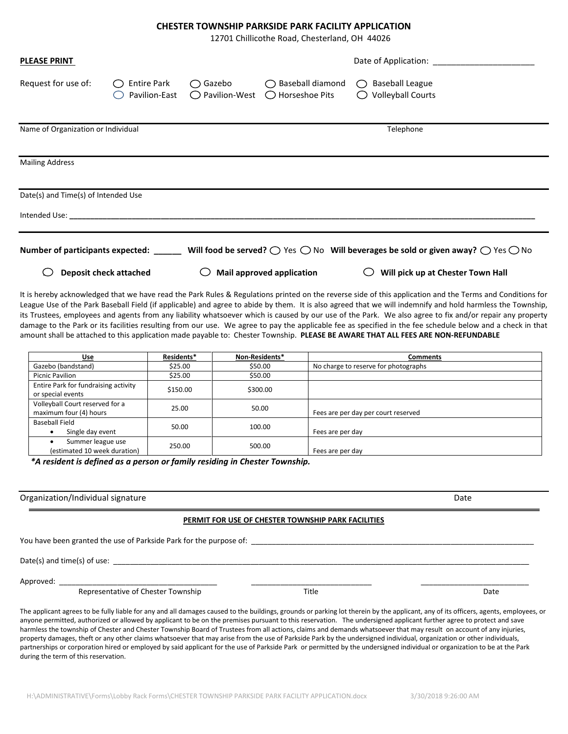# CHESTER TOWNSHIP PARKSIDE PARK FACILITY APPLICATION

12701 Chillicothe Road, Chesterland, OH 44026

**PLEASE PRINT**

Date of Application: ______________________

Request for use of:
- ◯ Entire Park
- ◯ Gazebo
- ◯ Baseball diamond
- ◯ Baseball League
- ◯ Pavilion-East
- ◯ Pavilion-West
- ◯ Horseshoe Pits
- ◯ Volleyball Courts

Name of Organization or Individual &nbsp;&nbsp;&nbsp;&nbsp;&nbsp;&nbsp;&nbsp;&nbsp; Telephone

Mailing Address

Date(s) and Time(s) of Intended Use

Intended Use: ______________________________________________________________________________________________

**Number of participants expected: ______ Will food be served?** ◯ Yes ◯ No **Will beverages be sold or given away?** ◯ Yes ◯ No

◯ **Deposit check attached** &nbsp;&nbsp;&nbsp;&nbsp; ◯ **Mail approved application** &nbsp;&nbsp;&nbsp;&nbsp; ◯ **Will pick up at Chester Town Hall**

It is hereby acknowledged that we have read the Park Rules & Regulations printed on the reverse side of this application and the Terms and Conditions for League Use of the Park Baseball Field (if applicable) and agree to abide by them. It is also agreed that we will indemnify and hold harmless the Township, its Trustees, employees and agents from any liability whatsoever which is caused by our use of the Park. We also agree to fix and/or repair any property damage to the Park or its facilities resulting from our use. We agree to pay the applicable fee as specified in the fee schedule below and a check in that amount shall be attached to this application made payable to: Chester Township. **PLEASE BE AWARE THAT ALL FEES ARE NON-REFUNDABLE**

| Use | Residents* | Non-Residents* | Comments |
|---|---|---|---|
| Gazebo (bandstand) | $25.00 | $50.00 | No charge to reserve for photographs |
| Picnic Pavilion | $25.00 | $50.00 | |
| Entire Park for fundraising activity or special events | $150.00 | $300.00 | |
| Volleyball Court reserved for a maximum four (4) hours | 25.00 | 50.00 | Fees are per day per court reserved |
| Baseball Field<br>• Single day event | 50.00 | 100.00 | Fees are per day |
| • Summer league use (estimated 10 week duration) | 250.00 | 500.00 | Fees are per day |

***A resident is defined as a person or family residing in Chester Township.***

Organization/Individual signature &nbsp;&nbsp;&nbsp;&nbsp;&nbsp;&nbsp;&nbsp;&nbsp; Date

## PERMIT FOR USE OF CHESTER TOWNSHIP PARK FACILITIES

You have been granted the use of Parkside Park for the purpose of: ________________________________________________

Date(s) and time(s) of use: ______________________________________________________________________

Approved: ______________________________ &nbsp;&nbsp; ______________________ &nbsp;&nbsp; ____________________

Representative of Chester Township &nbsp;&nbsp;&nbsp;&nbsp;&nbsp;&nbsp;&nbsp;&nbsp; Title &nbsp;&nbsp;&nbsp;&nbsp;&nbsp;&nbsp;&nbsp;&nbsp; Date

The applicant agrees to be fully liable for any and all damages caused to the buildings, grounds or parking lot therein by the applicant, any of its officers, agents, employees, or anyone permitted, authorized or allowed by applicant to be on the premises pursuant to this reservation. The undersigned applicant further agree to protect and save harmless the township of Chester and Chester Township Board of Trustees from all actions, claims and demands whatsoever that may result on account of any injuries, property damages, theft or any other claims whatsoever that may arise from the use of Parkside Park by the undersigned individual, organization or other individuals, partnerships or corporation hired or employed by said applicant for the use of Parkside Park or permitted by the undersigned individual or organization to be at the Park during the term of this reservation.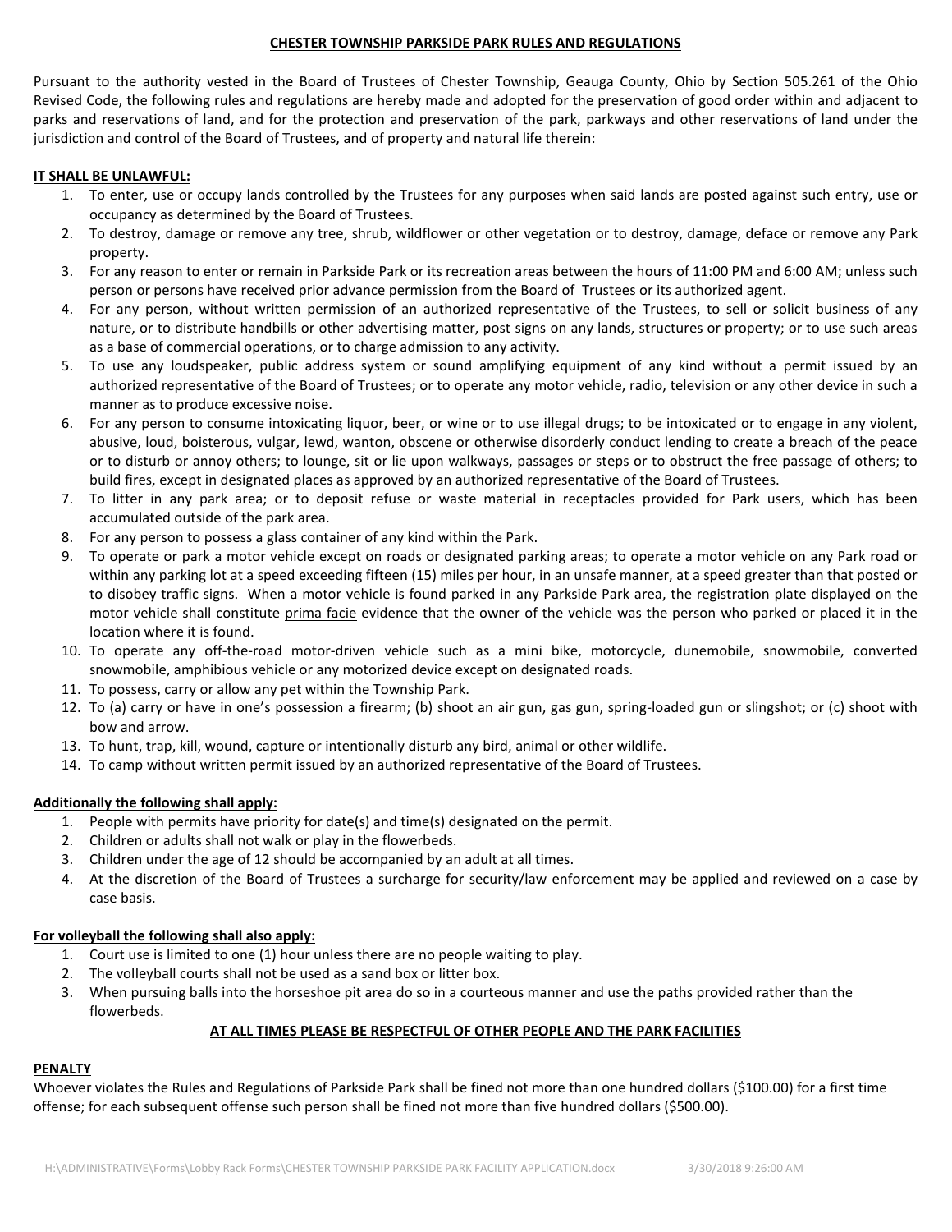**CHESTER TOWNSHIP PARKSIDE PARK RULES AND REGULATIONS**

Pursuant to the authority vested in the Board of Trustees of Chester Township, Geauga County, Ohio by Section 505.261 of the Ohio Revised Code, the following rules and regulations are hereby made and adopted for the preservation of good order within and adjacent to parks and reservations of land, and for the protection and preservation of the park, parkways and other reservations of land under the jurisdiction and control of the Board of Trustees, and of property and natural life therein:

**IT SHALL BE UNLAWFUL:**

1. To enter, use or occupy lands controlled by the Trustees for any purposes when said lands are posted against such entry, use or occupancy as determined by the Board of Trustees.
2. To destroy, damage or remove any tree, shrub, wildflower or other vegetation or to destroy, damage, deface or remove any Park property.
3. For any reason to enter or remain in Parkside Park or its recreation areas between the hours of 11:00 PM and 6:00 AM; unless such person or persons have received prior advance permission from the Board of Trustees or its authorized agent.
4. For any person, without written permission of an authorized representative of the Trustees, to sell or solicit business of any nature, or to distribute handbills or other advertising matter, post signs on any lands, structures or property; or to use such areas as a base of commercial operations, or to charge admission to any activity.
5. To use any loudspeaker, public address system or sound amplifying equipment of any kind without a permit issued by an authorized representative of the Board of Trustees; or to operate any motor vehicle, radio, television or any other device in such a manner as to produce excessive noise.
6. For any person to consume intoxicating liquor, beer, or wine or to use illegal drugs; to be intoxicated or to engage in any violent, abusive, loud, boisterous, vulgar, lewd, wanton, obscene or otherwise disorderly conduct lending to create a breach of the peace or to disturb or annoy others; to lounge, sit or lie upon walkways, passages or steps or to obstruct the free passage of others; to build fires, except in designated places as approved by an authorized representative of the Board of Trustees.
7. To litter in any park area; or to deposit refuse or waste material in receptacles provided for Park users, which has been accumulated outside of the park area.
8. For any person to possess a glass container of any kind within the Park.
9. To operate or park a motor vehicle except on roads or designated parking areas; to operate a motor vehicle on any Park road or within any parking lot at a speed exceeding fifteen (15) miles per hour, in an unsafe manner, at a speed greater than that posted or to disobey traffic signs. When a motor vehicle is found parked in any Parkside Park area, the registration plate displayed on the motor vehicle shall constitute prima facie evidence that the owner of the vehicle was the person who parked or placed it in the location where it is found.
10. To operate any off-the-road motor-driven vehicle such as a mini bike, motorcycle, dunemobile, snowmobile, converted snowmobile, amphibious vehicle or any motorized device except on designated roads.
11. To possess, carry or allow any pet within the Township Park.
12. To (a) carry or have in one's possession a firearm; (b) shoot an air gun, gas gun, spring-loaded gun or slingshot; or (c) shoot with bow and arrow.
13. To hunt, trap, kill, wound, capture or intentionally disturb any bird, animal or other wildlife.
14. To camp without written permit issued by an authorized representative of the Board of Trustees.

**Additionally the following shall apply:**

1. People with permits have priority for date(s) and time(s) designated on the permit.
2. Children or adults shall not walk or play in the flowerbeds.
3. Children under the age of 12 should be accompanied by an adult at all times.
4. At the discretion of the Board of Trustees a surcharge for security/law enforcement may be applied and reviewed on a case by case basis.

**For volleyball the following shall also apply:**

1. Court use is limited to one (1) hour unless there are no people waiting to play.
2. The volleyball courts shall not be used as a sand box or litter box.
3. When pursuing balls into the horseshoe pit area do so in a courteous manner and use the paths provided rather than the flowerbeds.

**AT ALL TIMES PLEASE BE RESPECTFUL OF OTHER PEOPLE AND THE PARK FACILITIES**

**PENALTY**

Whoever violates the Rules and Regulations of Parkside Park shall be fined not more than one hundred dollars ($100.00) for a first time offense; for each subsequent offense such person shall be fined not more than five hundred dollars ($500.00).